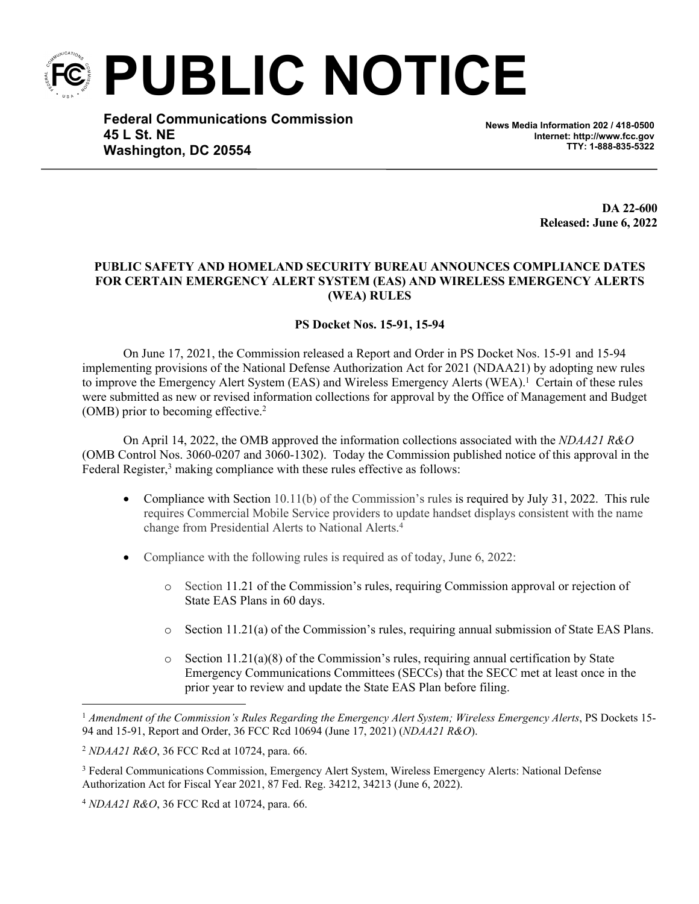# PUBLIC NOTICE

**Federal Communications Commission**
**45 L St. NE**
**Washington, DC 20554**

**News Media Information 202 / 418-0500**
**Internet: http://www.fcc.gov**
**TTY: 1-888-835-5322**

**DA 22-600**
**Released: June 6, 2022**

**PUBLIC SAFETY AND HOMELAND SECURITY BUREAU ANNOUNCES COMPLIANCE DATES FOR CERTAIN EMERGENCY ALERT SYSTEM (EAS) AND WIRELESS EMERGENCY ALERTS (WEA) RULES**

**PS Docket Nos. 15-91, 15-94**

On June 17, 2021, the Commission released a Report and Order in PS Docket Nos. 15-91 and 15-94 implementing provisions of the National Defense Authorization Act for 2021 (NDAA21) by adopting new rules to improve the Emergency Alert System (EAS) and Wireless Emergency Alerts (WEA).[1] Certain of these rules were submitted as new or revised information collections for approval by the Office of Management and Budget (OMB) prior to becoming effective.[2]

On April 14, 2022, the OMB approved the information collections associated with the *NDAA21 R&O* (OMB Control Nos. 3060-0207 and 3060-1302). Today the Commission published notice of this approval in the Federal Register,[3] making compliance with these rules effective as follows:

- Compliance with Section 10.11(b) of the Commission's rules is required by July 31, 2022. This rule requires Commercial Mobile Service providers to update handset displays consistent with the name change from Presidential Alerts to National Alerts.[4]
- Compliance with the following rules is required as of today, June 6, 2022:
  - Section 11.21 of the Commission's rules, requiring Commission approval or rejection of State EAS Plans in 60 days.
  - Section 11.21(a) of the Commission's rules, requiring annual submission of State EAS Plans.
  - Section 11.21(a)(8) of the Commission's rules, requiring annual certification by State Emergency Communications Committees (SECCs) that the SECC met at least once in the prior year to review and update the State EAS Plan before filing.

[1] *Amendment of the Commission's Rules Regarding the Emergency Alert System; Wireless Emergency Alerts*, PS Dockets 15-94 and 15-91, Report and Order, 36 FCC Rcd 10694 (June 17, 2021) (*NDAA21 R&O*).

[2] *NDAA21 R&O*, 36 FCC Rcd at 10724, para. 66.

[3] Federal Communications Commission, Emergency Alert System, Wireless Emergency Alerts: National Defense Authorization Act for Fiscal Year 2021, 87 Fed. Reg. 34212, 34213 (June 6, 2022).

[4] *NDAA21 R&O*, 36 FCC Rcd at 10724, para. 66.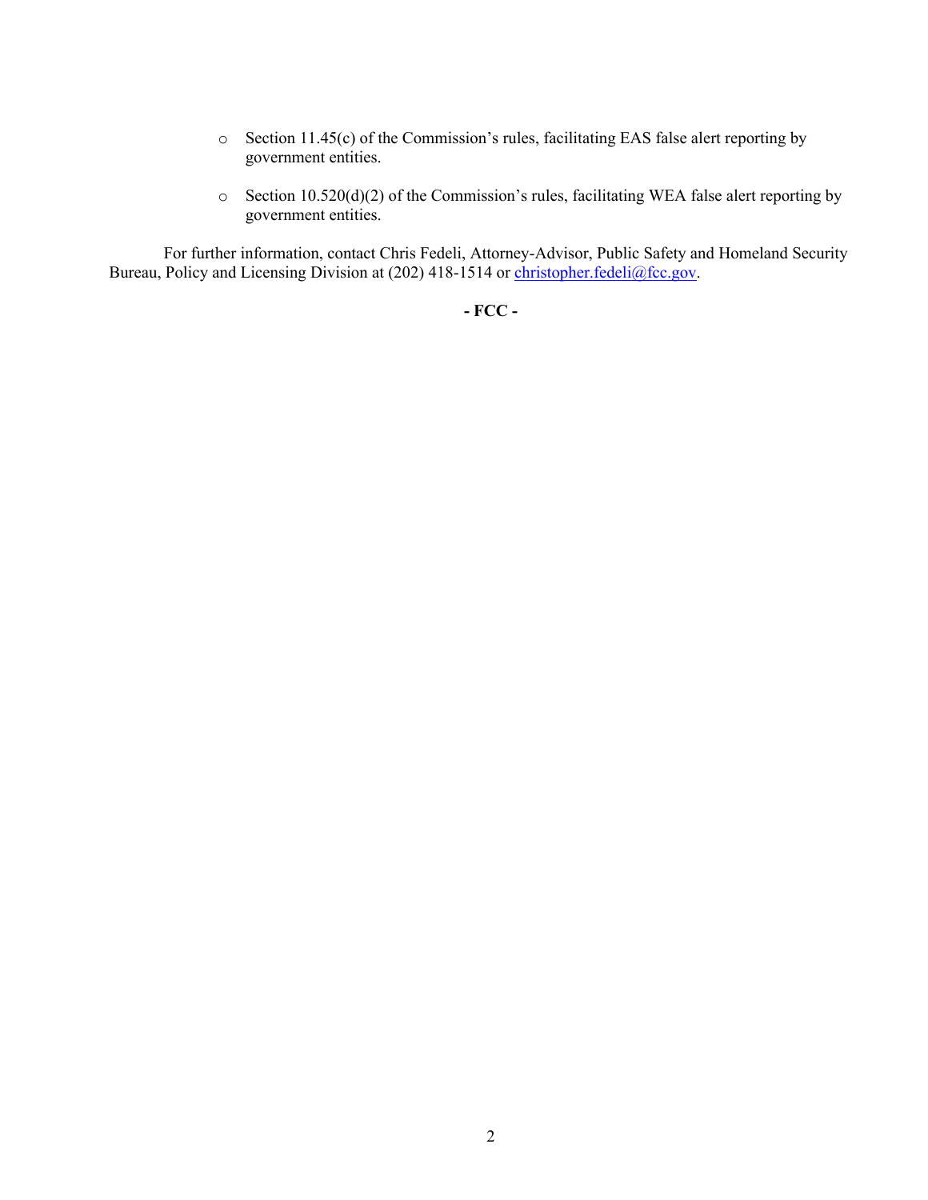- Section 11.45(c) of the Commission's rules, facilitating EAS false alert reporting by government entities.

- Section 10.520(d)(2) of the Commission's rules, facilitating WEA false alert reporting by government entities.

For further information, contact Chris Fedeli, Attorney-Advisor, Public Safety and Homeland Security Bureau, Policy and Licensing Division at (202) 418-1514 or christopher.fedeli@fcc.gov.

**- FCC -**